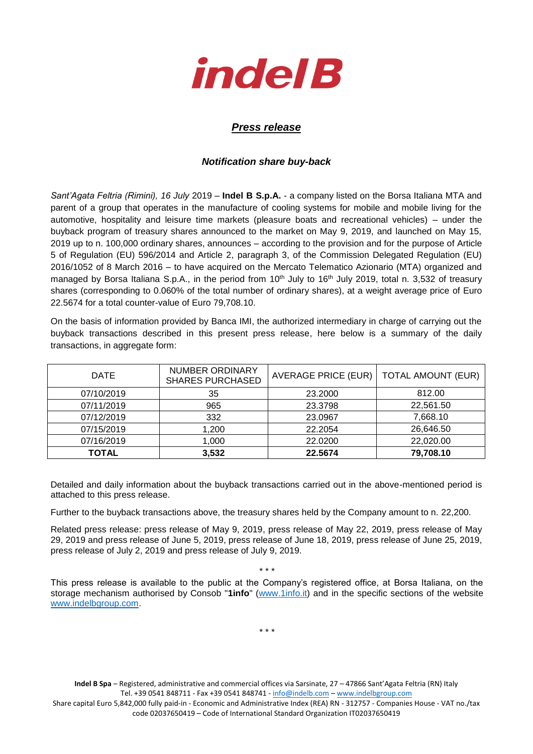# *indel B*

## ***Press release***

### ***Notification share buy-back***

*Sant'Agata Feltria (Rimini), 16 July* 2019 – **Indel B S.p.A.** - a company listed on the Borsa Italiana MTA and parent of a group that operates in the manufacture of cooling systems for mobile and mobile living for the automotive, hospitality and leisure time markets (pleasure boats and recreational vehicles) – under the buyback program of treasury shares announced to the market on May 9, 2019, and launched on May 15, 2019 up to n. 100,000 ordinary shares, announces – according to the provision and for the purpose of Article 5 of Regulation (EU) 596/2014 and Article 2, paragraph 3, of the Commission Delegated Regulation (EU) 2016/1052 of 8 March 2016 – to have acquired on the Mercato Telematico Azionario (MTA) organized and managed by Borsa Italiana S.p.A., in the period from 10th July to 16th July 2019, total n. 3,532 of treasury shares (corresponding to 0.060% of the total number of ordinary shares), at a weight average price of Euro 22.5674 for a total counter-value of Euro 79,708.10.

On the basis of information provided by Banca IMI, the authorized intermediary in charge of carrying out the buyback transactions described in this present press release, here below is a summary of the daily transactions, in aggregate form:

| DATE | NUMBER ORDINARY SHARES PURCHASED | AVERAGE PRICE (EUR) | TOTAL AMOUNT (EUR) |
|---|---|---|---|
| 07/10/2019 | 35 | 23.2000 | 812.00 |
| 07/11/2019 | 965 | 23.3798 | 22,561.50 |
| 07/12/2019 | 332 | 23.0967 | 7,668.10 |
| 07/15/2019 | 1,200 | 22.2054 | 26,646.50 |
| 07/16/2019 | 1,000 | 22.0200 | 22,020.00 |
| **TOTAL** | **3,532** | **22.5674** | **79,708.10** |

Detailed and daily information about the buyback transactions carried out in the above-mentioned period is attached to this press release.

Further to the buyback transactions above, the treasury shares held by the Company amount to n. 22,200.

Related press release: press release of May 9, 2019, press release of May 22, 2019, press release of May 29, 2019 and press release of June 5, 2019, press release of June 18, 2019, press release of June 25, 2019, press release of July 2, 2019 and press release of July 9, 2019.

\* \* \*

This press release is available to the public at the Company's registered office, at Borsa Italiana, on the storage mechanism authorised by Consob "**1info**" (www.1info.it) and in the specific sections of the website www.indelbgroup.com.

\* \* \*

**Indel B Spa** – Registered, administrative and commercial offices via Sarsinate, 27 – 47866 Sant'Agata Feltria (RN) Italy
Tel. +39 0541 848711 - Fax +39 0541 848741 - info@indelb.com – www.indelbgroup.com
Share capital Euro 5,842,000 fully paid-in - Economic and Administrative Index (REA) RN - 312757 - Companies House - VAT no./tax code 02037650419 – Code of International Standard Organization IT02037650419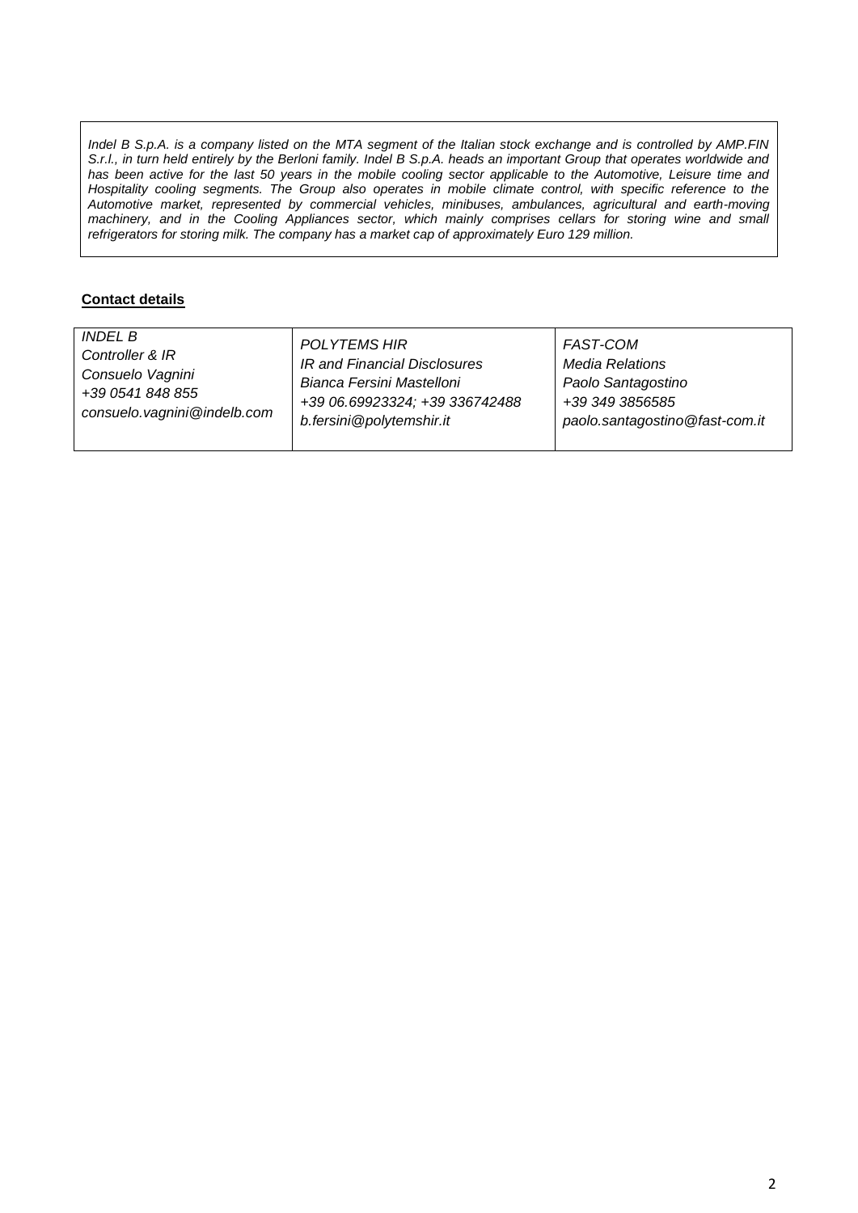*Indel B S.p.A. is a company listed on the MTA segment of the Italian stock exchange and is controlled by AMP.FIN S.r.l., in turn held entirely by the Berloni family. Indel B S.p.A. heads an important Group that operates worldwide and has been active for the last 50 years in the mobile cooling sector applicable to the Automotive, Leisure time and Hospitality cooling segments. The Group also operates in mobile climate control, with specific reference to the Automotive market, represented by commercial vehicles, minibuses, ambulances, agricultural and earth-moving machinery, and in the Cooling Appliances sector, which mainly comprises cellars for storing wine and small refrigerators for storing milk. The company has a market cap of approximately Euro 129 million.*

**Contact details**

| | | |
|---|---|---|
| *INDEL B*<br>*Controller & IR*<br>*Consuelo Vagnini*<br>*+39 0541 848 855*<br>*consuelo.vagnini@indelb.com* | *POLYTEMS HIR*<br>*IR and Financial Disclosures*<br>*Bianca Fersini Mastelloni*<br>*+39 06.69923324; +39 336742488*<br>*b.fersini@polytemshir.it* | *FAST-COM*<br>*Media Relations*<br>*Paolo Santagostino*<br>*+39 349 3856585*<br>*paolo.santagostino@fast-com.it* |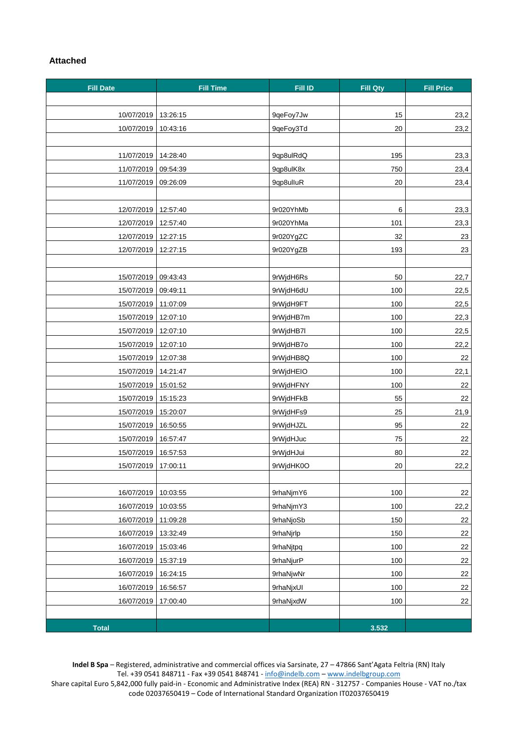**Attached**

| Fill Date | Fill Time | Fill ID | Fill Qty | Fill Price |
|---|---|---|---|---|
| | | | | |
| 10/07/2019 | 13:26:15 | 9qeFoy7Jw | 15 | 23,2 |
| 10/07/2019 | 10:43:16 | 9qeFoy3Td | 20 | 23,2 |
| | | | | |
| 11/07/2019 | 14:28:40 | 9qp8ulRdQ | 195 | 23,3 |
| 11/07/2019 | 09:54:39 | 9qp8ulK8x | 750 | 23,4 |
| 11/07/2019 | 09:26:09 | 9qp8ulluR | 20 | 23,4 |
| | | | | |
| 12/07/2019 | 12:57:40 | 9r020YhMb | 6 | 23,3 |
| 12/07/2019 | 12:57:40 | 9r020YhMa | 101 | 23,3 |
| 12/07/2019 | 12:27:15 | 9r020YgZC | 32 | 23 |
| 12/07/2019 | 12:27:15 | 9r020YgZB | 193 | 23 |
| | | | | |
| 15/07/2019 | 09:43:43 | 9rWjdH6Rs | 50 | 22,7 |
| 15/07/2019 | 09:49:11 | 9rWjdH6dU | 100 | 22,5 |
| 15/07/2019 | 11:07:09 | 9rWjdH9FT | 100 | 22,5 |
| 15/07/2019 | 12:07:10 | 9rWjdHB7m | 100 | 22,3 |
| 15/07/2019 | 12:07:10 | 9rWjdHB7l | 100 | 22,5 |
| 15/07/2019 | 12:07:10 | 9rWjdHB7o | 100 | 22,2 |
| 15/07/2019 | 12:07:38 | 9rWjdHB8Q | 100 | 22 |
| 15/07/2019 | 14:21:47 | 9rWjdHEIO | 100 | 22,1 |
| 15/07/2019 | 15:01:52 | 9rWjdHFNY | 100 | 22 |
| 15/07/2019 | 15:15:23 | 9rWjdHFkB | 55 | 22 |
| 15/07/2019 | 15:20:07 | 9rWjdHFs9 | 25 | 21,9 |
| 15/07/2019 | 16:50:55 | 9rWjdHJZL | 95 | 22 |
| 15/07/2019 | 16:57:47 | 9rWjdHJuc | 75 | 22 |
| 15/07/2019 | 16:57:53 | 9rWjdHJui | 80 | 22 |
| 15/07/2019 | 17:00:11 | 9rWjdHK0O | 20 | 22,2 |
| | | | | |
| 16/07/2019 | 10:03:55 | 9rhaNjmY6 | 100 | 22 |
| 16/07/2019 | 10:03:55 | 9rhaNjmY3 | 100 | 22,2 |
| 16/07/2019 | 11:09:28 | 9rhaNjoSb | 150 | 22 |
| 16/07/2019 | 13:32:49 | 9rhaNjrlp | 150 | 22 |
| 16/07/2019 | 15:03:46 | 9rhaNjtpq | 100 | 22 |
| 16/07/2019 | 15:37:19 | 9rhaNjurP | 100 | 22 |
| 16/07/2019 | 16:24:15 | 9rhaNjwNr | 100 | 22 |
| 16/07/2019 | 16:56:57 | 9rhaNjxUI | 100 | 22 |
| 16/07/2019 | 17:00:40 | 9rhaNjxdW | 100 | 22 |
| | | | | |
| **Total** | | | **3.532** | |

**Indel B Spa** – Registered, administrative and commercial offices via Sarsinate, 27 – 47866 Sant'Agata Feltria (RN) Italy
Tel. +39 0541 848711 - Fax +39 0541 848741 - info@indelb.com – www.indelbgroup.com
Share capital Euro 5,842,000 fully paid-in - Economic and Administrative Index (REA) RN - 312757 - Companies House - VAT no./tax code 02037650419 – Code of International Standard Organization IT02037650419